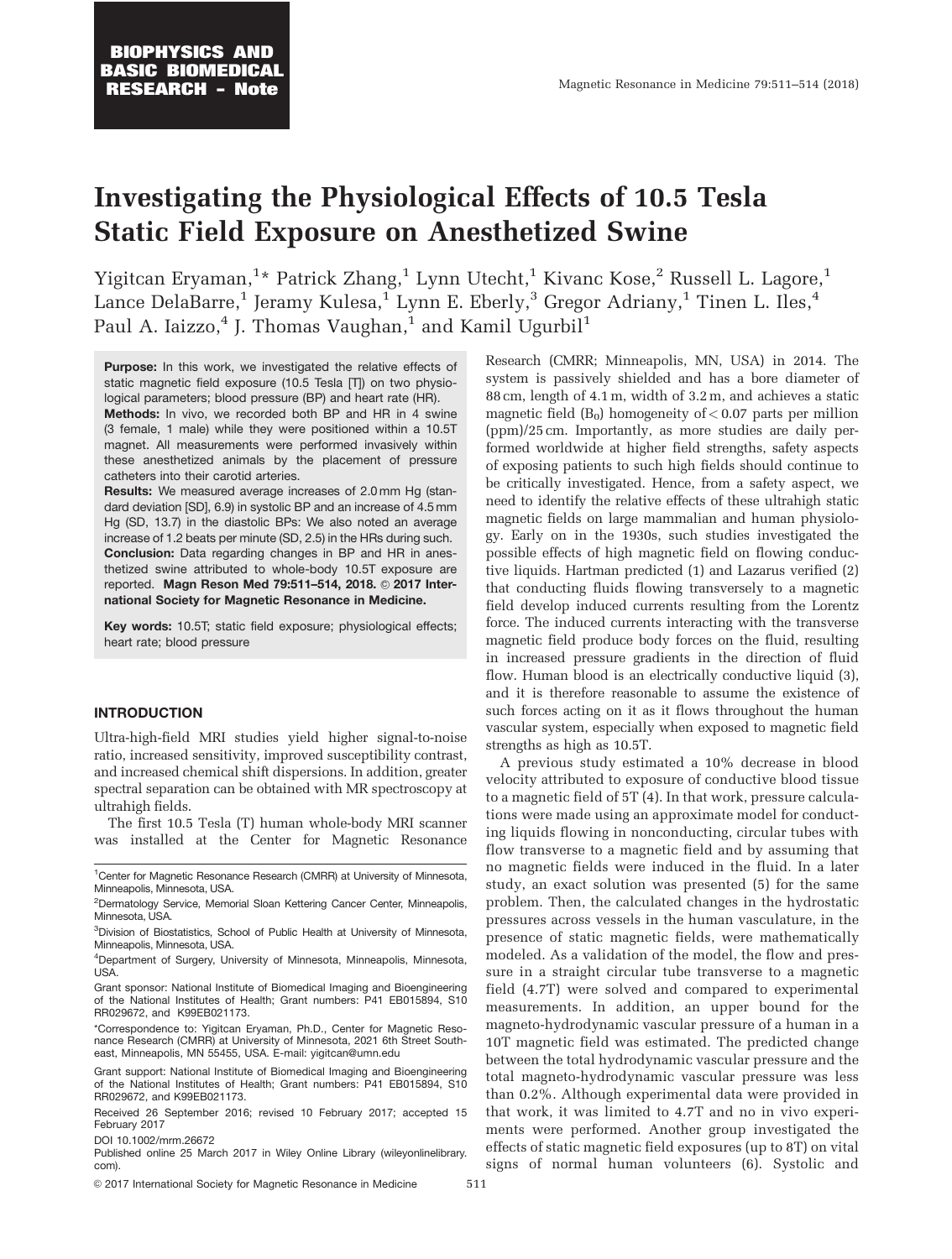**BIOPHYSICS AND BASIC BIOMEDICAL RESEARCH - Note**

# Investigating the Physiological Effects of 10.5 Tesla Static Field Exposure on Anesthetized Swine

Yigitcan Eryaman,[1]* Patrick Zhang,[1] Lynn Utecht,[1] Kivanc Kose,[2] Russell L. Lagore,[1] Lance DelaBarre,[1] Jeramy Kulesa,[1] Lynn E. Eberly,[3] Gregor Adriany,[1] Tinen L. Iles,[4] Paul A. Iaizzo,[4] J. Thomas Vaughan,[1] and Kamil Ugurbil[1]

**Purpose:** In this work, we investigated the relative effects of static magnetic field exposure (10.5 Tesla [T]) on two physiological parameters; blood pressure (BP) and heart rate (HR).
**Methods:** In vivo, we recorded both BP and HR in 4 swine (3 female, 1 male) while they were positioned within a 10.5T magnet. All measurements were performed invasively within these anesthetized animals by the placement of pressure catheters into their carotid arteries.
**Results:** We measured average increases of 2.0 mm Hg (standard deviation [SD], 6.9) in systolic BP and an increase of 4.5 mm Hg (SD, 13.7) in the diastolic BPs: We also noted an average increase of 1.2 beats per minute (SD, 2.5) in the HRs during such.
**Conclusion:** Data regarding changes in BP and HR in anesthetized swine attributed to whole-body 10.5T exposure are reported. **Magn Reson Med 79:511–514, 2018. © 2017 International Society for Magnetic Resonance in Medicine.**

**Key words:** 10.5T; static field exposure; physiological effects; heart rate; blood pressure

## INTRODUCTION

Ultra-high-field MRI studies yield higher signal-to-noise ratio, increased sensitivity, improved susceptibility contrast, and increased chemical shift dispersions. In addition, greater spectral separation can be obtained with MR spectroscopy at ultrahigh fields.

The first 10.5 Tesla (T) human whole-body MRI scanner was installed at the Center for Magnetic Resonance Research (CMRR; Minneapolis, MN, USA) in 2014. The system is passively shielded and has a bore diameter of 88 cm, length of 4.1 m, width of 3.2 m, and achieves a static magnetic field ($B_0$) homogeneity of $< 0.07$ parts per million (ppm)/25 cm. Importantly, as more studies are daily performed worldwide at higher field strengths, safety aspects of exposing patients to such high fields should continue to be critically investigated. Hence, from a safety aspect, we need to identify the relative effects of these ultrahigh static magnetic fields on large mammalian and human physiology. Early on in the 1930s, such studies investigated the possible effects of high magnetic field on flowing conductive liquids. Hartman predicted (1) and Lazarus verified (2) that conducting fluids flowing transversely to a magnetic field develop induced currents resulting from the Lorentz force. The induced currents interacting with the transverse magnetic field produce body forces on the fluid, resulting in increased pressure gradients in the direction of fluid flow. Human blood is an electrically conductive liquid (3), and it is therefore reasonable to assume the existence of such forces acting on it as it flows throughout the human vascular system, especially when exposed to magnetic field strengths as high as 10.5T.

A previous study estimated a 10% decrease in blood velocity attributed to exposure of conductive blood tissue to a magnetic field of 5T (4). In that work, pressure calculations were made using an approximate model for conducting liquids flowing in nonconducting, circular tubes with flow transverse to a magnetic field and by assuming that no magnetic fields were induced in the fluid. In a later study, an exact solution was presented (5) for the same problem. Then, the calculated changes in the hydrostatic pressures across vessels in the human vasculature, in the presence of static magnetic fields, were mathematically modeled. As a validation of the model, the flow and pressure in a straight circular tube transverse to a magnetic field (4.7T) were solved and compared to experimental measurements. In addition, an upper bound for the magneto-hydrodynamic vascular pressure of a human in a 10T magnetic field was estimated. The predicted change between the total hydrodynamic vascular pressure and the total magneto-hydrodynamic vascular pressure was less than 0.2%. Although experimental data were provided in that work, it was limited to 4.7T and no in vivo experiments were performed. Another group investigated the effects of static magnetic field exposures (up to 8T) on vital signs of normal human volunteers (6). Systolic and

---

[1]Center for Magnetic Resonance Research (CMRR) at University of Minnesota, Minneapolis, Minnesota, USA.
[2]Dermatology Service, Memorial Sloan Kettering Cancer Center, Minneapolis, Minnesota, USA.
[3]Division of Biostatistics, School of Public Health at University of Minnesota, Minneapolis, Minnesota, USA.
[4]Department of Surgery, University of Minnesota, Minneapolis, Minnesota, USA.

Grant sponsor: National Institute of Biomedical Imaging and Bioengineering of the National Institutes of Health; Grant numbers: P41 EB015894, S10 RR029672, and K99EB021173.

*Correspondence to: Yigitcan Eryaman, Ph.D., Center for Magnetic Resonance Research (CMRR) at University of Minnesota, 2021 6th Street Southeast, Minneapolis, MN 55455, USA. E-mail: yigitcan@umn.edu

Grant support: National Institute of Biomedical Imaging and Bioengineering of the National Institutes of Health; Grant numbers: P41 EB015894, S10 RR029672, and K99EB021173.

Received 26 September 2016; revised 10 February 2017; accepted 15 February 2017

DOI 10.1002/mrm.26672

Published online 25 March 2017 in Wiley Online Library (wileyonlinelibrary.com).

© 2017 International Society for Magnetic Resonance in Medicine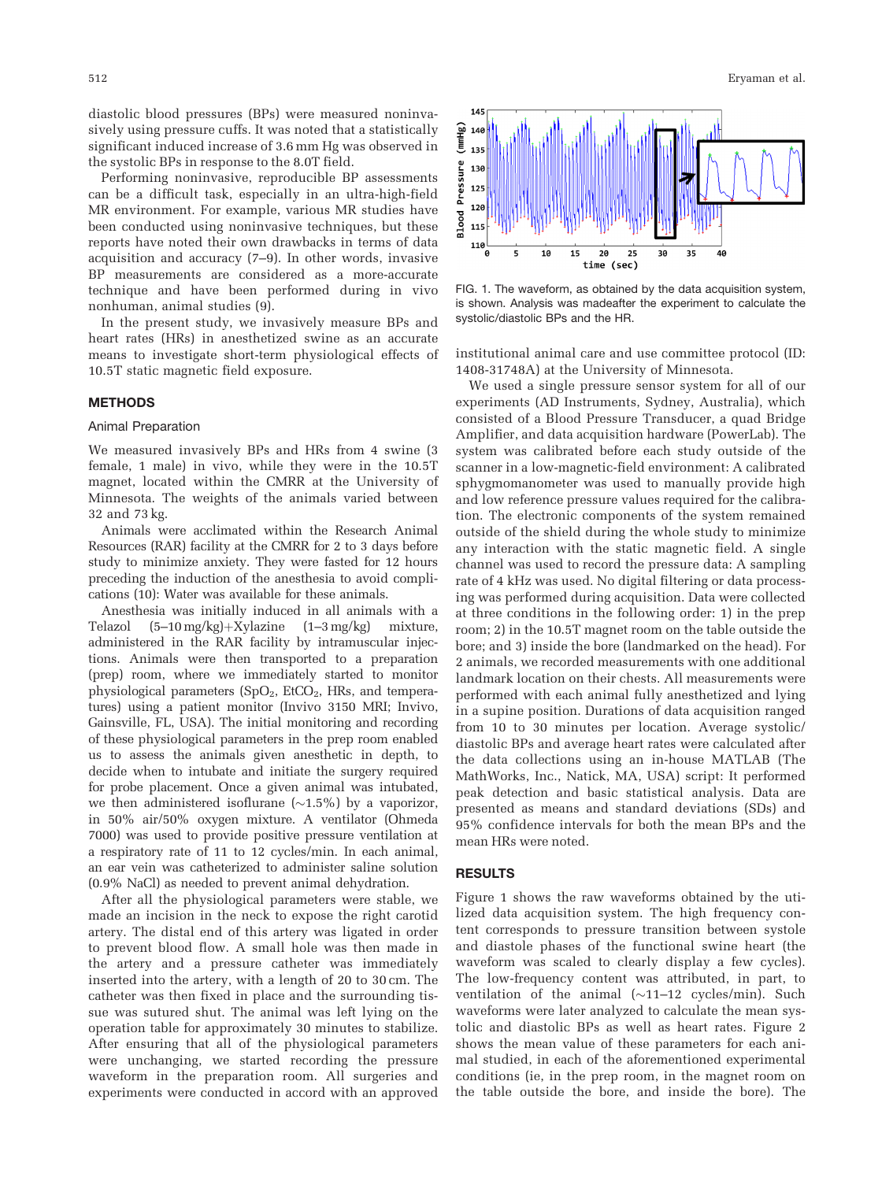diastolic blood pressures (BPs) were measured noninvasively using pressure cuffs. It was noted that a statistically significant induced increase of 3.6 mm Hg was observed in the systolic BPs in response to the 8.0T field.

Performing noninvasive, reproducible BP assessments can be a difficult task, especially in an ultra-high-field MR environment. For example, various MR studies have been conducted using noninvasive techniques, but these reports have noted their own drawbacks in terms of data acquisition and accuracy (7–9). In other words, invasive BP measurements are considered as a more-accurate technique and have been performed during in vivo nonhuman, animal studies (9).

In the present study, we invasively measure BPs and heart rates (HRs) in anesthetized swine as an accurate means to investigate short-term physiological effects of 10.5T static magnetic field exposure.

## METHODS

### Animal Preparation

We measured invasively BPs and HRs from 4 swine (3 female, 1 male) in vivo, while they were in the 10.5T magnet, located within the CMRR at the University of Minnesota. The weights of the animals varied between 32 and 73 kg.

Animals were acclimated within the Research Animal Resources (RAR) facility at the CMRR for 2 to 3 days before study to minimize anxiety. They were fasted for 12 hours preceding the induction of the anesthesia to avoid complications (10): Water was available for these animals.

Anesthesia was initially induced in all animals with a Telazol (5–10 mg/kg)+Xylazine (1–3 mg/kg) mixture, administered in the RAR facility by intramuscular injections. Animals were then transported to a preparation (prep) room, where we immediately started to monitor physiological parameters ($SpO_2$, $EtCO_2$, HRs, and temperatures) using a patient monitor (Invivo 3150 MRI; Invivo, Gainsville, FL, USA). The initial monitoring and recording of these physiological parameters in the prep room enabled us to assess the animals given anesthetic in depth, to decide when to intubate and initiate the surgery required for probe placement. Once a given animal was intubated, we then administered isoflurane (~1.5%) by a vaporizor, in 50% air/50% oxygen mixture. A ventilator (Ohmeda 7000) was used to provide positive pressure ventilation at a respiratory rate of 11 to 12 cycles/min. In each animal, an ear vein was catheterized to administer saline solution (0.9% NaCl) as needed to prevent animal dehydration.

After all the physiological parameters were stable, we made an incision in the neck to expose the right carotid artery. The distal end of this artery was ligated in order to prevent blood flow. A small hole was then made in the artery and a pressure catheter was immediately inserted into the artery, with a length of 20 to 30 cm. The catheter was then fixed in place and the surrounding tissue was sutured shut. The animal was left lying on the operation table for approximately 30 minutes to stabilize. After ensuring that all of the physiological parameters were unchanging, we started recording the pressure waveform in the preparation room. All surgeries and experiments were conducted in accord with an approved institutional animal care and use committee protocol (ID: 1408-31748A) at the University of Minnesota.

FIG. 1. The waveform, as obtained by the data acquisition system, is shown. Analysis was madeafter the experiment to calculate the systolic/diastolic BPs and the HR.

We used a single pressure sensor system for all of our experiments (AD Instruments, Sydney, Australia), which consisted of a Blood Pressure Transducer, a quad Bridge Amplifier, and data acquisition hardware (PowerLab). The system was calibrated before each study outside of the scanner in a low-magnetic-field environment: A calibrated sphygmomanometer was used to manually provide high and low reference pressure values required for the calibration. The electronic components of the system remained outside of the shield during the whole study to minimize any interaction with the static magnetic field. A single channel was used to record the pressure data: A sampling rate of 4 kHz was used. No digital filtering or data processing was performed during acquisition. Data were collected at three conditions in the following order: 1) in the prep room; 2) in the 10.5T magnet room on the table outside the bore; and 3) inside the bore (landmarked on the head). For 2 animals, we recorded measurements with one additional landmark location on their chests. All measurements were performed with each animal fully anesthetized and lying in a supine position. Durations of data acquisition ranged from 10 to 30 minutes per location. Average systolic/diastolic BPs and average heart rates were calculated after the data collections using an in-house MATLAB (The MathWorks, Inc., Natick, MA, USA) script: It performed peak detection and basic statistical analysis. Data are presented as means and standard deviations (SDs) and 95% confidence intervals for both the mean BPs and the mean HRs were noted.

## RESULTS

Figure 1 shows the raw waveforms obtained by the utilized data acquisition system. The high frequency content corresponds to pressure transition between systole and diastole phases of the functional swine heart (the waveform was scaled to clearly display a few cycles). The low-frequency content was attributed, in part, to ventilation of the animal (~11–12 cycles/min). Such waveforms were later analyzed to calculate the mean systolic and diastolic BPs as well as heart rates. Figure 2 shows the mean value of these parameters for each animal studied, in each of the aforementioned experimental conditions (ie, in the prep room, in the magnet room on the table outside the bore, and inside the bore). The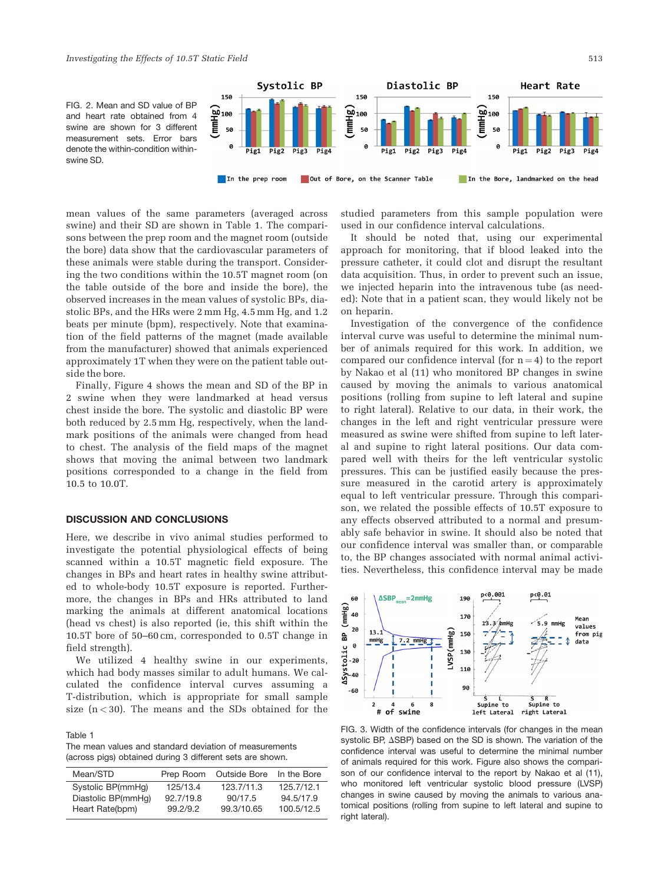FIG. 2. Mean and SD value of BP and heart rate obtained from 4 swine are shown for 3 different measurement sets. Error bars denote the within-condition within-swine SD.

mean values of the same parameters (averaged across swine) and their SD are shown in Table 1. The comparisons between the prep room and the magnet room (outside the bore) data show that the cardiovascular parameters of these animals were stable during the transport. Considering the two conditions within the 10.5T magnet room (on the table outside of the bore and inside the bore), the observed increases in the mean values of systolic BPs, diastolic BPs, and the HRs were 2 mm Hg, 4.5 mm Hg, and 1.2 beats per minute (bpm), respectively. Note that examination of the field patterns of the magnet (made available from the manufacturer) showed that animals experienced approximately 1T when they were on the patient table outside the bore.

Finally, Figure 4 shows the mean and SD of the BP in 2 swine when they were landmarked at head versus chest inside the bore. The systolic and diastolic BP were both reduced by 2.5 mm Hg, respectively, when the landmark positions of the animals were changed from head to chest. The analysis of the field maps of the magnet shows that moving the animal between two landmark positions corresponded to a change in the field from 10.5 to 10.0T.

## DISCUSSION AND CONCLUSIONS

Here, we describe in vivo animal studies performed to investigate the potential physiological effects of being scanned within a 10.5T magnetic field exposure. The changes in BPs and heart rates in healthy swine attributed to whole-body 10.5T exposure is reported. Furthermore, the changes in BPs and HRs attributed to land marking the animals at different anatomical locations (head vs chest) is also reported (ie, this shift within the 10.5T bore of 50–60 cm, corresponded to 0.5T change in field strength).

We utilized 4 healthy swine in our experiments, which had body masses similar to adult humans. We calculated the confidence interval curves assuming a T-distribution, which is appropriate for small sample size ($n < 30$). The means and the SDs obtained for the studied parameters from this sample population were used in our confidence interval calculations.

It should be noted that, using our experimental approach for monitoring, that if blood leaked into the pressure catheter, it could clot and disrupt the resultant data acquisition. Thus, in order to prevent such an issue, we injected heparin into the intravenous tube (as needed): Note that in a patient scan, they would likely not be on heparin.

Investigation of the convergence of the confidence interval curve was useful to determine the minimal number of animals required for this work. In addition, we compared our confidence interval (for $n = 4$) to the report by Nakao et al (11) who monitored BP changes in swine caused by moving the animals to various anatomical positions (rolling from supine to left lateral and supine to right lateral). Relative to our data, in their work, the changes in the left and right ventricular pressure were measured as swine were shifted from supine to left lateral and supine to right lateral positions. Our data compared well with theirs for the left ventricular systolic pressures. This can be justified easily because the pressure measured in the carotid artery is approximately equal to left ventricular pressure. Through this comparison, we related the possible effects of 10.5T exposure to any effects observed attributed to a normal and presumably safe behavior in swine. It should also be noted that our confidence interval was smaller than, or comparable to, the BP changes associated with normal animal activities. Nevertheless, this confidence interval may be made

Table 1
The mean values and standard deviation of measurements (across pigs) obtained during 3 different sets are shown.

| Mean/STD | Prep Room | Outside Bore | In the Bore |
|---|---|---|---|
| Systolic BP(mmHg) | 125/13.4 | 123.7/11.3 | 125.7/12.1 |
| Diastolic BP(mmHg) | 92.7/19.8 | 90/17.5 | 94.5/17.9 |
| Heart Rate(bpm) | 99.2/9.2 | 99.3/10.65 | 100.5/12.5 |

FIG. 3. Width of the confidence intervals (for changes in the mean systolic BP, ΔSBP) based on the SD is shown. The variation of the confidence interval was useful to determine the minimal number of animals required for this work. Figure also shows the comparison of our confidence interval to the report by Nakao et al (11), who monitored left ventricular systolic blood pressure (LVSP) changes in swine caused by moving the animals to various anatomical positions (rolling from supine to left lateral and supine to right lateral).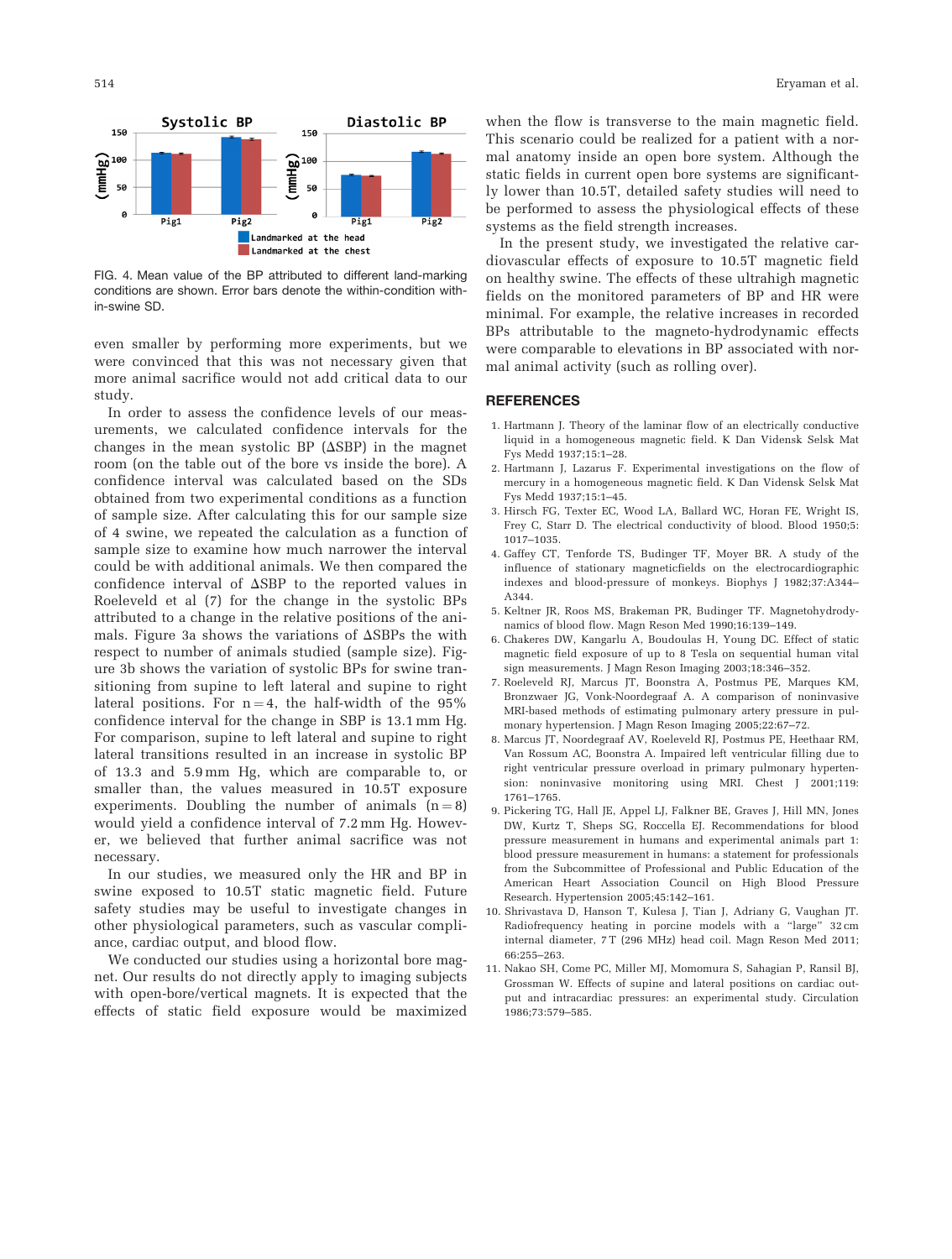Systolic BP

150

100

50

0

(mmHg)

Pig1

Pig2

Diastolic BP

150

100

50

0

(mmHg)

Pig1

Pig2

Landmarked at the head

Landmarked at the chest

FIG. 4. Mean value of the BP attributed to different land-marking conditions are shown. Error bars denote the within-condition within-swine SD.

even smaller by performing more experiments, but we were convinced that this was not necessary given that more animal sacrifice would not add critical data to our study.

In order to assess the confidence levels of our measurements, we calculated confidence intervals for the changes in the mean systolic BP (ΔSBP) in the magnet room (on the table out of the bore vs inside the bore). A confidence interval was calculated based on the SDs obtained from two experimental conditions as a function of sample size. After calculating this for our sample size of 4 swine, we repeated the calculation as a function of sample size to examine how much narrower the interval could be with additional animals. We then compared the confidence interval of ΔSBP to the reported values in Roeleveld et al (7) for the change in the systolic BPs attributed to a change in the relative positions of the animals. Figure 3a shows the variations of ΔSBPs the with respect to number of animals studied (sample size). Figure 3b shows the variation of systolic BPs for swine transitioning from supine to left lateral and supine to right lateral positions. For $n = 4$, the half-width of the 95% confidence interval for the change in SBP is 13.1 mm Hg. For comparison, supine to left lateral and supine to right lateral transitions resulted in an increase in systolic BP of 13.3 and 5.9 mm Hg, which are comparable to, or smaller than, the values measured in 10.5T exposure experiments. Doubling the number of animals ($n = 8$) would yield a confidence interval of 7.2 mm Hg. However, we believed that further animal sacrifice was not necessary.

In our studies, we measured only the HR and BP in swine exposed to 10.5T static magnetic field. Future safety studies may be useful to investigate changes in other physiological parameters, such as vascular compliance, cardiac output, and blood flow.

We conducted our studies using a horizontal bore magnet. Our results do not directly apply to imaging subjects with open-bore/vertical magnets. It is expected that the effects of static field exposure would be maximized when the flow is transverse to the main magnetic field. This scenario could be realized for a patient with a normal anatomy inside an open bore system. Although the static fields in current open bore systems are significantly lower than 10.5T, detailed safety studies will need to be performed to assess the physiological effects of these systems as the field strength increases.

In the present study, we investigated the relative cardiovascular effects of exposure to 10.5T magnetic field on healthy swine. The effects of these ultrahigh magnetic fields on the monitored parameters of BP and HR were minimal. For example, the relative increases in recorded BPs attributable to the magneto-hydrodynamic effects were comparable to elevations in BP associated with normal animal activity (such as rolling over).

## REFERENCES

1. Hartmann J. Theory of the laminar flow of an electrically conductive liquid in a homogeneous magnetic field. K Dan Vidensk Selsk Mat Fys Medd 1937;15:1–28.
2. Hartmann J, Lazarus F. Experimental investigations on the flow of mercury in a homogeneous magnetic field. K Dan Vidensk Selsk Mat Fys Medd 1937;15:1–45.
3. Hirsch FG, Texter EC, Wood LA, Ballard WC, Horan FE, Wright IS, Frey C, Starr D. The electrical conductivity of blood. Blood 1950;5:1017–1035.
4. Gaffey CT, Tenforde TS, Budinger TF, Moyer BR. A study of the influence of stationary magneticfields on the electrocardiographic indexes and blood-pressure of monkeys. Biophys J 1982;37:A344–A344.
5. Keltner JR, Roos MS, Brakeman PR, Budinger TF. Magnetohydrodynamics of blood flow. Magn Reson Med 1990;16:139–149.
6. Chakeres DW, Kangarlu A, Boudoulas H, Young DC. Effect of static magnetic field exposure of up to 8 Tesla on sequential human vital sign measurements. J Magn Reson Imaging 2003;18:346–352.
7. Roeleveld RJ, Marcus JT, Boonstra A, Postmus PE, Marques KM, Bronzwaer JG, Vonk-Noordegraaf A. A comparison of noninvasive MRI-based methods of estimating pulmonary artery pressure in pulmonary hypertension. J Magn Reson Imaging 2005;22:67–72.
8. Marcus JT, Noordegraaf AV, Roeleveld RJ, Postmus PE, Heethaar RM, Van Rossum AC, Boonstra A. Impaired left ventricular filling due to right ventricular pressure overload in primary pulmonary hypertension: noninvasive monitoring using MRI. Chest J 2001;119:1761–1765.
9. Pickering TG, Hall JE, Appel LJ, Falkner BE, Graves J, Hill MN, Jones DW, Kurtz T, Sheps SG, Roccella EJ. Recommendations for blood pressure measurement in humans and experimental animals part 1: blood pressure measurement in humans: a statement for professionals from the Subcommittee of Professional and Public Education of the American Heart Association Council on High Blood Pressure Research. Hypertension 2005;45:142–161.
10. Shrivastava D, Hanson T, Kulesa J, Tian J, Adriany G, Vaughan JT. Radiofrequency heating in porcine models with a "large" 32 cm internal diameter, 7 T (296 MHz) head coil. Magn Reson Med 2011; 66:255–263.
11. Nakao SH, Come PC, Miller MJ, Momomura S, Sahagian P, Ransil BJ, Grossman W. Effects of supine and lateral positions on cardiac output and intracardiac pressures: an experimental study. Circulation 1986;73:579–585.